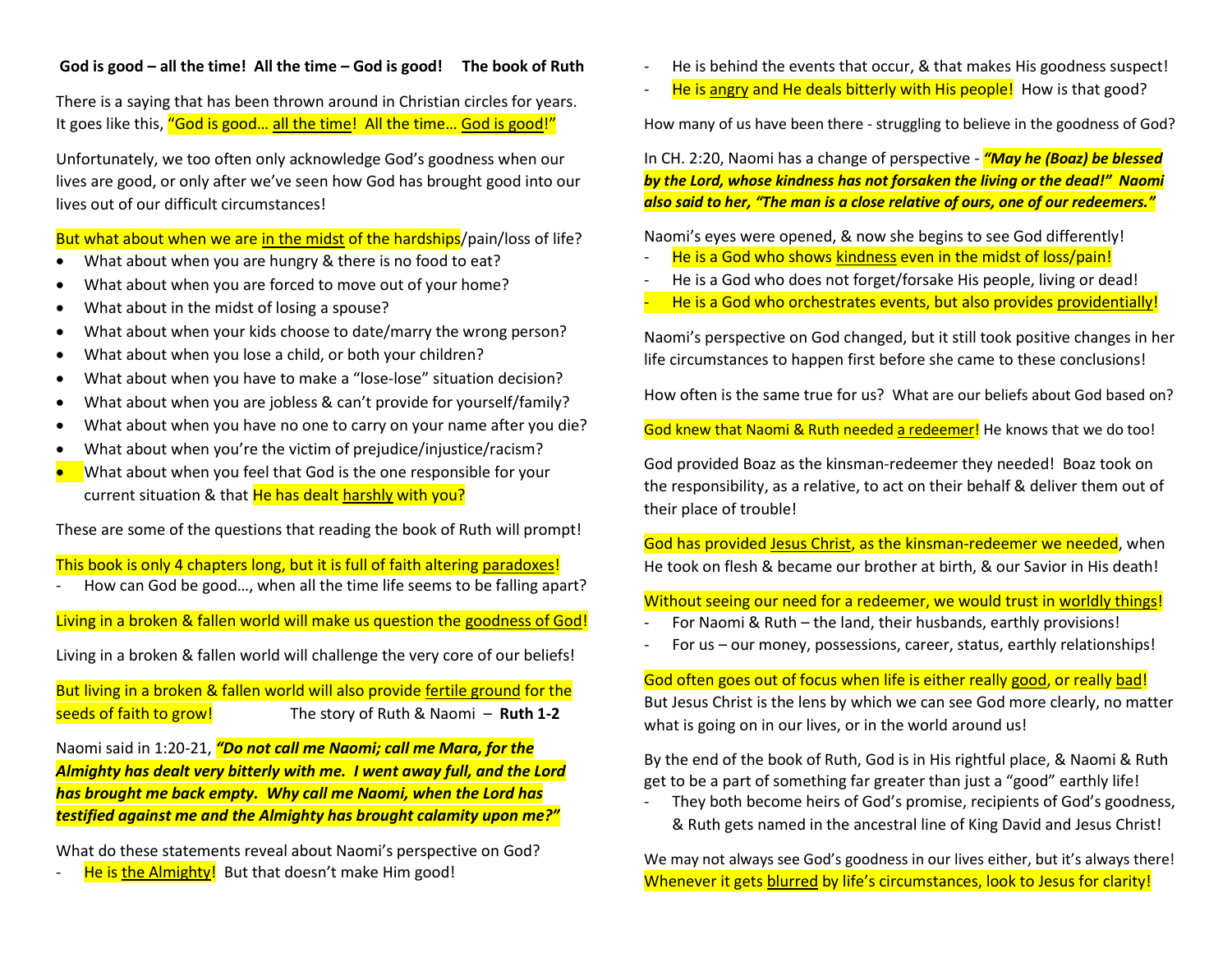**God is good – all the time! All the time – God is good! The book of Ruth**

There is a saying that has been thrown around in Christian circles for years. It goes like this, "God is good… all the time! All the time… God is good!"

Unfortunately, we too often only acknowledge God's goodness when our lives are good, or only after we've seen how God has brought good into our lives out of our difficult circumstances!

But what about when we are in the midst of the hardships/pain/loss of life?

- What about when you are hungry & there is no food to eat?
- What about when you are forced to move out of your home?
- What about in the midst of losing a spouse?
- What about when your kids choose to date/marry the wrong person?
- What about when you lose a child, or both your children?
- What about when you have to make a "lose-lose" situation decision?
- What about when you are jobless & can't provide for yourself/family?
- What about when you have no one to carry on your name after you die?
- What about when you're the victim of prejudice/injustice/racism?
- What about when you feel that God is the one responsible for your current situation & that He has dealt harshly with you?

These are some of the questions that reading the book of Ruth will prompt!

This book is only 4 chapters long, but it is full of faith altering paradoxes!

- How can God be good…, when all the time life seems to be falling apart?

Living in a broken & fallen world will make us question the goodness of God!

Living in a broken & fallen world will challenge the very core of our beliefs!

But living in a broken & fallen world will also provide fertile ground for the seeds of faith to grow! The story of Ruth & Naomi – **Ruth 1-2**

Naomi said in 1:20-21, ***"Do not call me Naomi; call me Mara, for the Almighty has dealt very bitterly with me. I went away full, and the Lord has brought me back empty. Why call me Naomi, when the Lord has testified against me and the Almighty has brought calamity upon me?"***

What do these statements reveal about Naomi's perspective on God?

- He is the Almighty! But that doesn't make Him good!
- He is behind the events that occur, & that makes His goodness suspect!
- He is angry and He deals bitterly with His people! How is that good?

How many of us have been there - struggling to believe in the goodness of God?

In CH. 2:20, Naomi has a change of perspective - ***"May he (Boaz) be blessed by the Lord, whose kindness has not forsaken the living or the dead!" Naomi also said to her, "The man is a close relative of ours, one of our redeemers."***

Naomi's eyes were opened, & now she begins to see God differently!

- He is a God who shows kindness even in the midst of loss/pain!
- He is a God who does not forget/forsake His people, living or dead!
- He is a God who orchestrates events, but also provides providentially!

Naomi's perspective on God changed, but it still took positive changes in her life circumstances to happen first before she came to these conclusions!

How often is the same true for us? What are our beliefs about God based on?

God knew that Naomi & Ruth needed a redeemer! He knows that we do too!

God provided Boaz as the kinsman-redeemer they needed! Boaz took on the responsibility, as a relative, to act on their behalf & deliver them out of their place of trouble!

God has provided Jesus Christ, as the kinsman-redeemer we needed, when He took on flesh & became our brother at birth, & our Savior in His death!

Without seeing our need for a redeemer, we would trust in worldly things!

- For Naomi & Ruth – the land, their husbands, earthly provisions!
- For us – our money, possessions, career, status, earthly relationships!

God often goes out of focus when life is either really good, or really bad! But Jesus Christ is the lens by which we can see God more clearly, no matter what is going on in our lives, or in the world around us!

By the end of the book of Ruth, God is in His rightful place, & Naomi & Ruth get to be a part of something far greater than just a "good" earthly life!

- They both become heirs of God's promise, recipients of God's goodness, & Ruth gets named in the ancestral line of King David and Jesus Christ!

We may not always see God's goodness in our lives either, but it's always there! Whenever it gets blurred by life's circumstances, look to Jesus for clarity!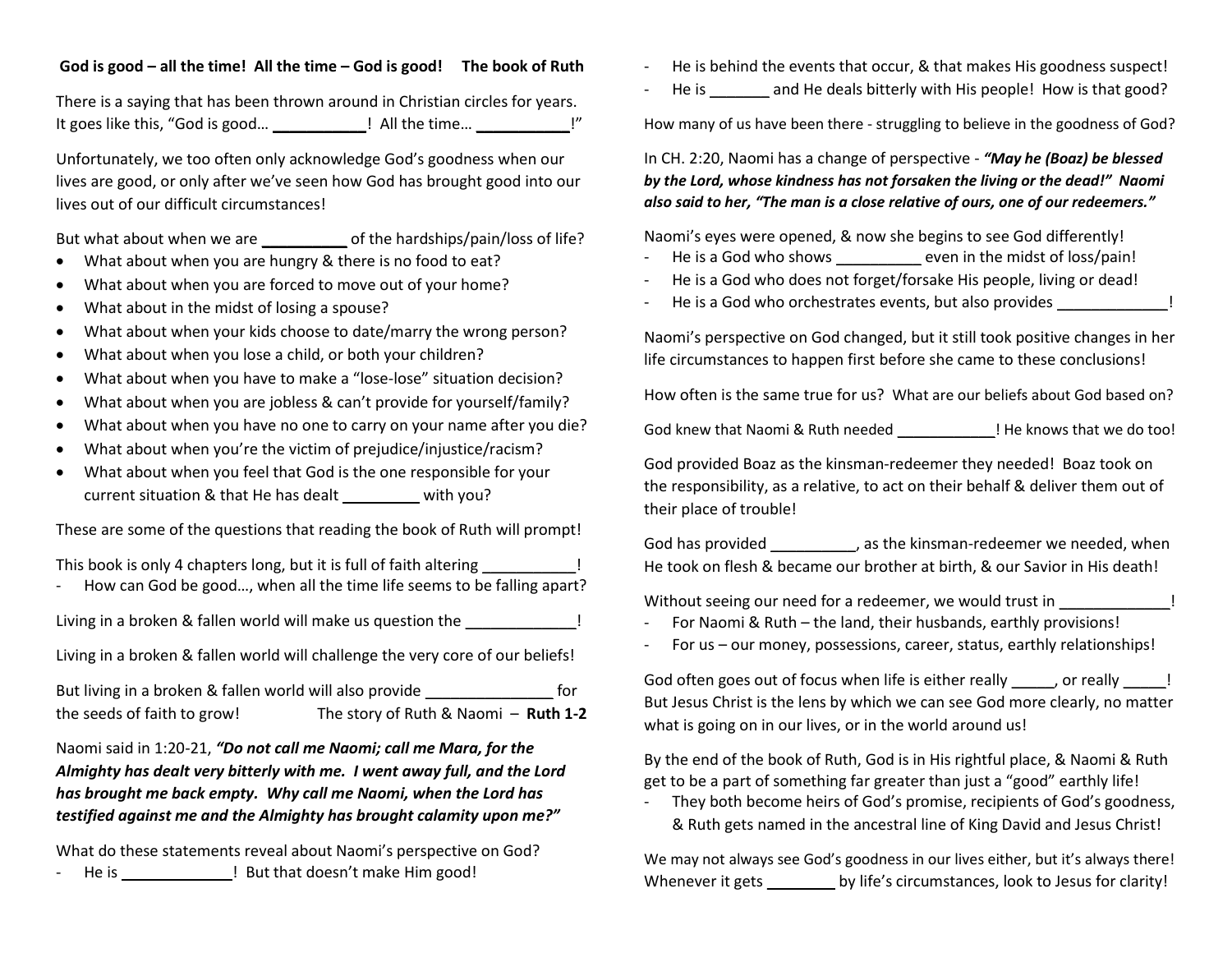**God is good – all the time! All the time – God is good! The book of Ruth**

There is a saying that has been thrown around in Christian circles for years. It goes like this, "God is good… ___________! All the time… ___________!"

Unfortunately, we too often only acknowledge God's goodness when our lives are good, or only after we've seen how God has brought good into our lives out of our difficult circumstances!

But what about when we are __________ of the hardships/pain/loss of life?

- What about when you are hungry & there is no food to eat?
- What about when you are forced to move out of your home?
- What about in the midst of losing a spouse?
- What about when your kids choose to date/marry the wrong person?
- What about when you lose a child, or both your children?
- What about when you have to make a "lose-lose" situation decision?
- What about when you are jobless & can't provide for yourself/family?
- What about when you have no one to carry on your name after you die?
- What about when you're the victim of prejudice/injustice/racism?
- What about when you feel that God is the one responsible for your current situation & that He has dealt _________ with you?

These are some of the questions that reading the book of Ruth will prompt!

This book is only 4 chapters long, but it is full of faith altering ___________!

- How can God be good…, when all the time life seems to be falling apart?

Living in a broken & fallen world will make us question the _____________!

Living in a broken & fallen world will challenge the very core of our beliefs!

But living in a broken & fallen world will also provide _______________ for the seeds of faith to grow! The story of Ruth & Naomi – **Ruth 1-2**

Naomi said in 1:20-21, ***"Do not call me Naomi; call me Mara, for the Almighty has dealt very bitterly with me. I went away full, and the Lord has brought me back empty. Why call me Naomi, when the Lord has testified against me and the Almighty has brought calamity upon me?"***

What do these statements reveal about Naomi's perspective on God?

- He is _____________! But that doesn't make Him good!
- He is behind the events that occur, & that makes His goodness suspect!
- He is _______ and He deals bitterly with His people! How is that good?

How many of us have been there - struggling to believe in the goodness of God?

In CH. 2:20, Naomi has a change of perspective - ***"May he (Boaz) be blessed by the Lord, whose kindness has not forsaken the living or the dead!" Naomi also said to her, "The man is a close relative of ours, one of our redeemers."***

Naomi's eyes were opened, & now she begins to see God differently!

- He is a God who shows __________ even in the midst of loss/pain!
- He is a God who does not forget/forsake His people, living or dead!
- He is a God who orchestrates events, but also provides _____________!

Naomi's perspective on God changed, but it still took positive changes in her life circumstances to happen first before she came to these conclusions!

How often is the same true for us? What are our beliefs about God based on?

God knew that Naomi & Ruth needed ___________! He knows that we do too!

God provided Boaz as the kinsman-redeemer they needed! Boaz took on the responsibility, as a relative, to act on their behalf & deliver them out of their place of trouble!

God has provided __________, as the kinsman-redeemer we needed, when He took on flesh & became our brother at birth, & our Savior in His death!

Without seeing our need for a redeemer, we would trust in _____________!

- For Naomi & Ruth – the land, their husbands, earthly provisions!
- For us – our money, possessions, career, status, earthly relationships!

God often goes out of focus when life is either really _____, or really _____! But Jesus Christ is the lens by which we can see God more clearly, no matter what is going on in our lives, or in the world around us!

By the end of the book of Ruth, God is in His rightful place, & Naomi & Ruth get to be a part of something far greater than just a "good" earthly life!

- They both become heirs of God's promise, recipients of God's goodness, & Ruth gets named in the ancestral line of King David and Jesus Christ!

We may not always see God's goodness in our lives either, but it's always there! Whenever it gets ________ by life's circumstances, look to Jesus for clarity!